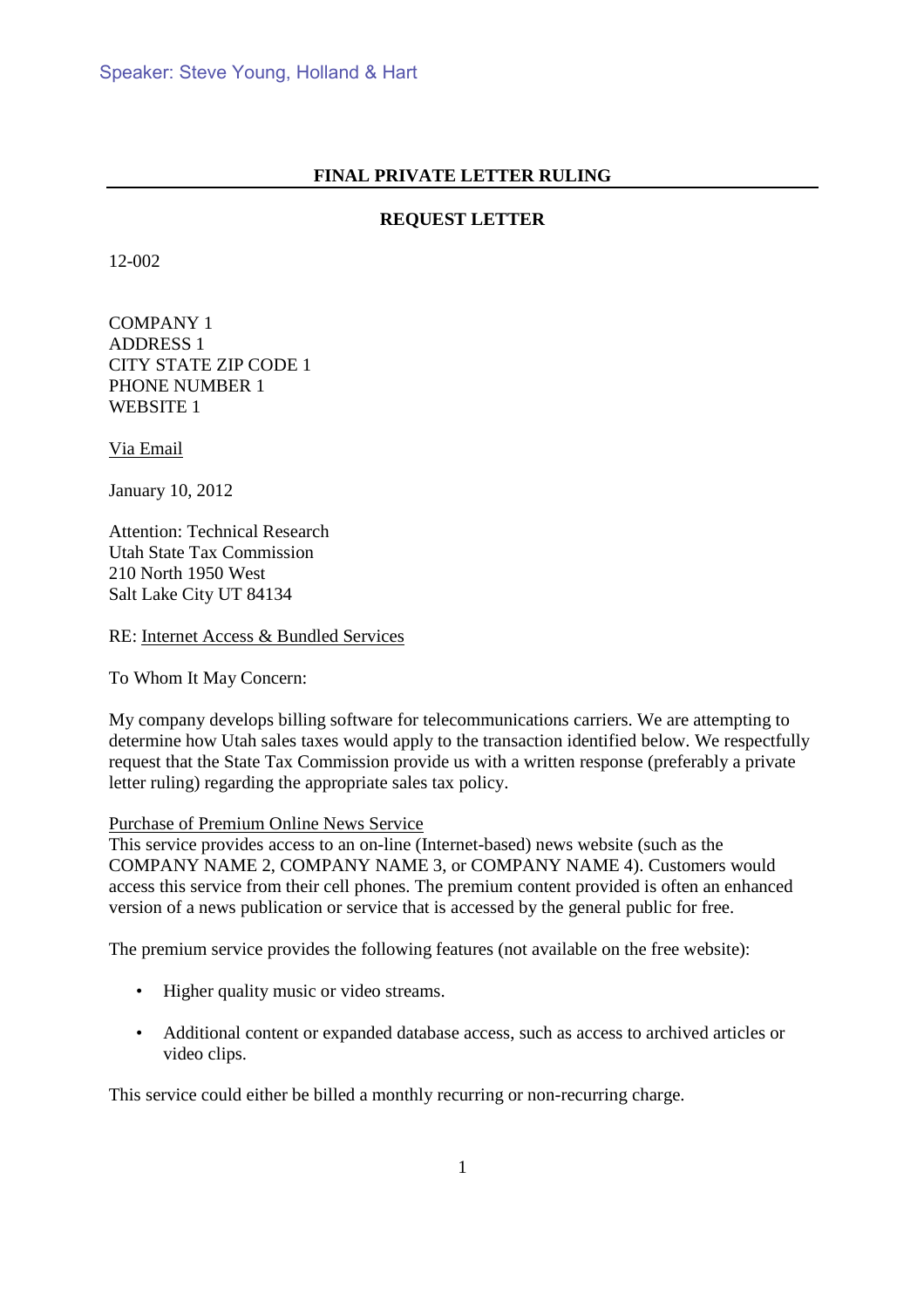Speaker: Steve Young, Holland & Hart

## FINAL PRIVATE LETTER RULING

### REQUEST LETTER

12-002

COMPANY 1
ADDRESS 1
CITY STATE ZIP CODE 1
PHONE NUMBER 1
WEBSITE 1

Via Email

January 10, 2012

Attention: Technical Research
Utah State Tax Commission
210 North 1950 West
Salt Lake City UT 84134

RE: Internet Access & Bundled Services

To Whom It May Concern:

My company develops billing software for telecommunications carriers. We are attempting to determine how Utah sales taxes would apply to the transaction identified below. We respectfully request that the State Tax Commission provide us with a written response (preferably a private letter ruling) regarding the appropriate sales tax policy.

Purchase of Premium Online News Service

This service provides access to an on-line (Internet-based) news website (such as the COMPANY NAME 2, COMPANY NAME 3, or COMPANY NAME 4). Customers would access this service from their cell phones. The premium content provided is often an enhanced version of a news publication or service that is accessed by the general public for free.

The premium service provides the following features (not available on the free website):

- Higher quality music or video streams.
- Additional content or expanded database access, such as access to archived articles or video clips.

This service could either be billed a monthly recurring or non-recurring charge.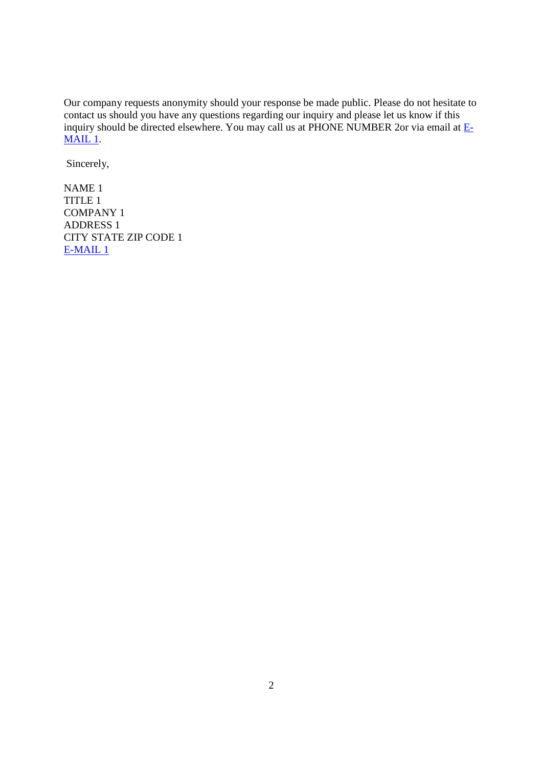Our company requests anonymity should your response be made public. Please do not hesitate to contact us should you have any questions regarding our inquiry and please let us know if this inquiry should be directed elsewhere. You may call us at PHONE NUMBER 2or via email at E-MAIL 1.

Sincerely,

NAME 1  
TITLE 1  
COMPANY 1  
ADDRESS 1  
CITY STATE ZIP CODE 1  
E-MAIL 1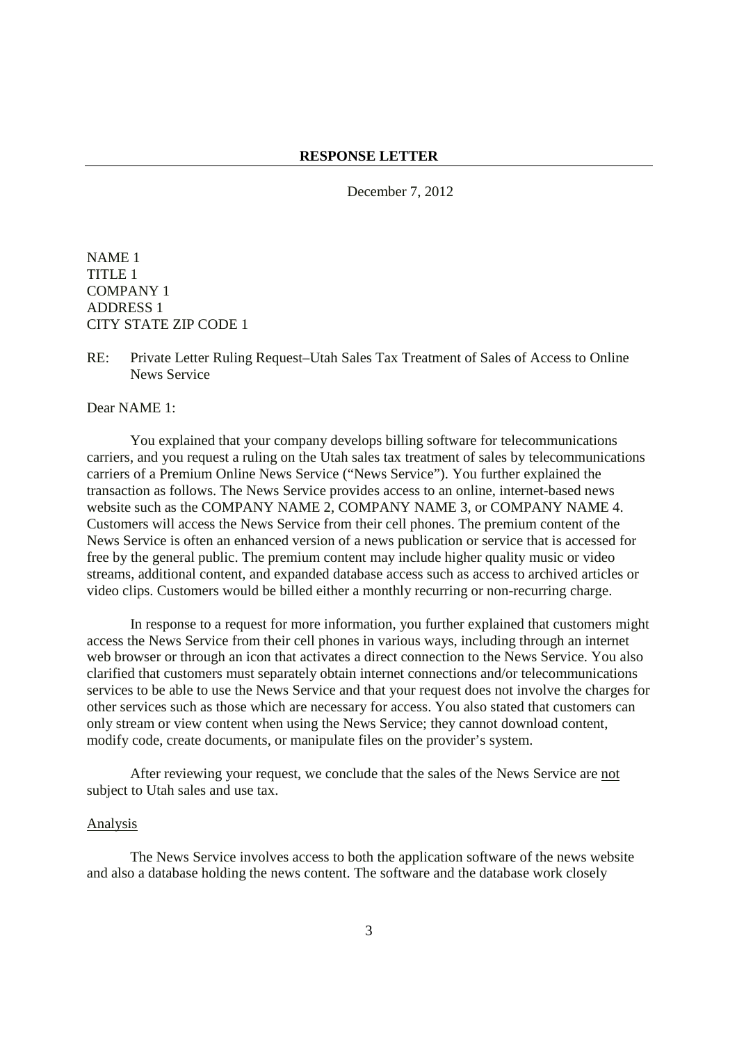**RESPONSE LETTER**

December 7, 2012

NAME 1
TITLE 1
COMPANY 1
ADDRESS 1
CITY STATE ZIP CODE 1

RE: Private Letter Ruling Request–Utah Sales Tax Treatment of Sales of Access to Online News Service

Dear NAME 1:

You explained that your company develops billing software for telecommunications carriers, and you request a ruling on the Utah sales tax treatment of sales by telecommunications carriers of a Premium Online News Service ("News Service"). You further explained the transaction as follows. The News Service provides access to an online, internet-based news website such as the COMPANY NAME 2, COMPANY NAME 3, or COMPANY NAME 4. Customers will access the News Service from their cell phones. The premium content of the News Service is often an enhanced version of a news publication or service that is accessed for free by the general public. The premium content may include higher quality music or video streams, additional content, and expanded database access such as access to archived articles or video clips. Customers would be billed either a monthly recurring or non-recurring charge.

In response to a request for more information, you further explained that customers might access the News Service from their cell phones in various ways, including through an internet web browser or through an icon that activates a direct connection to the News Service. You also clarified that customers must separately obtain internet connections and/or telecommunications services to be able to use the News Service and that your request does not involve the charges for other services such as those which are necessary for access. You also stated that customers can only stream or view content when using the News Service; they cannot download content, modify code, create documents, or manipulate files on the provider's system.

After reviewing your request, we conclude that the sales of the News Service are <u>not</u> subject to Utah sales and use tax.

<u>Analysis</u>

The News Service involves access to both the application software of the news website and also a database holding the news content. The software and the database work closely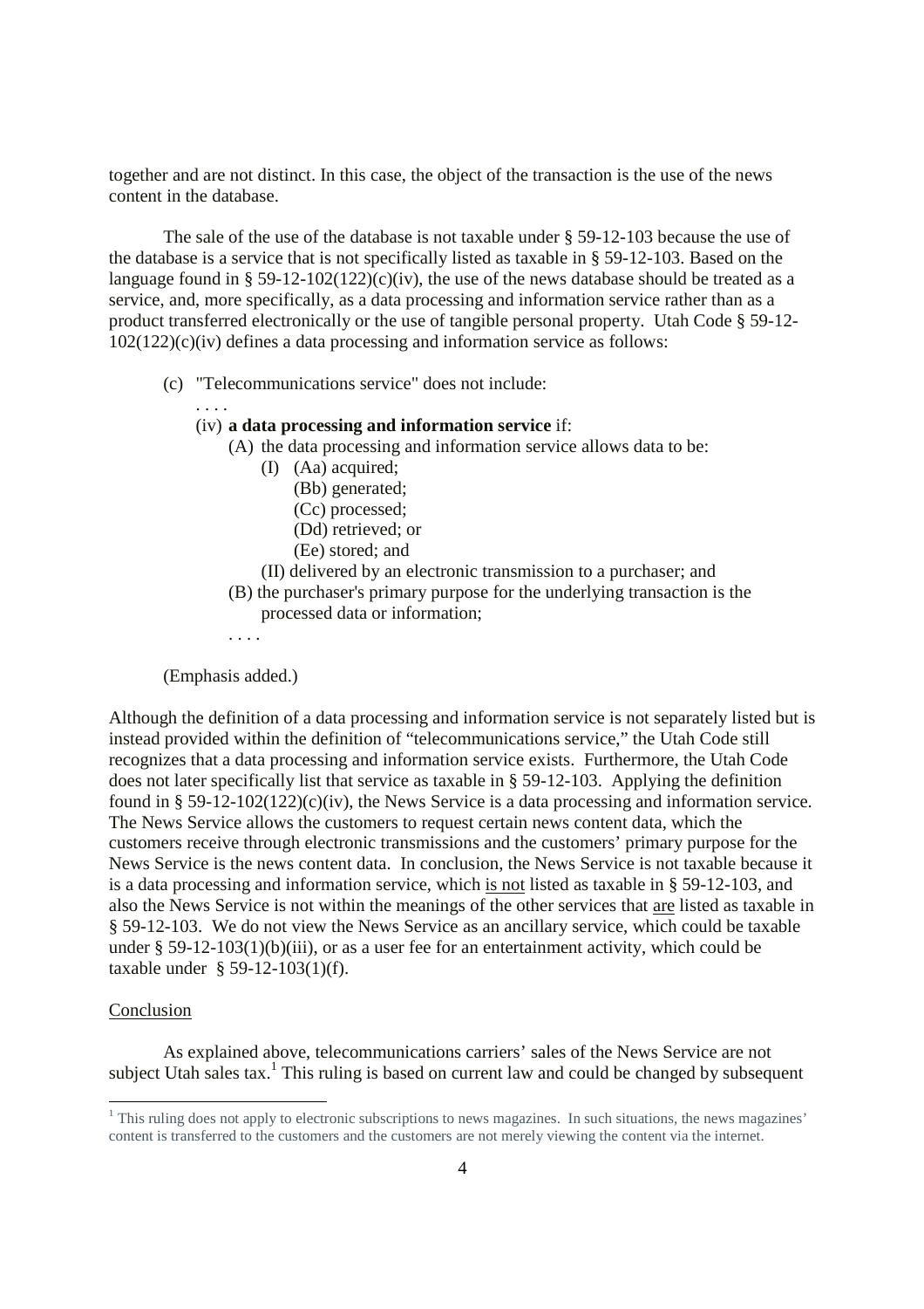together and are not distinct. In this case, the object of the transaction is the use of the news content in the database.

The sale of the use of the database is not taxable under § 59-12-103 because the use of the database is a service that is not specifically listed as taxable in § 59-12-103. Based on the language found in § 59-12-102(122)(c)(iv), the use of the news database should be treated as a service, and, more specifically, as a data processing and information service rather than as a product transferred electronically or the use of tangible personal property. Utah Code § 59-12-102(122)(c)(iv) defines a data processing and information service as follows:

> (c) "Telecommunications service" does not include:
>
> . . . .
>
> (iv) **a data processing and information service** if:
>
> (A) the data processing and information service allows data to be:
>
> (I) (Aa) acquired;
>
> (Bb) generated;
>
> (Cc) processed;
>
> (Dd) retrieved; or
>
> (Ee) stored; and
>
> (II) delivered by an electronic transmission to a purchaser; and
>
> (B) the purchaser's primary purpose for the underlying transaction is the processed data or information;
>
> . . . .
>
> (Emphasis added.)

Although the definition of a data processing and information service is not separately listed but is instead provided within the definition of "telecommunications service," the Utah Code still recognizes that a data processing and information service exists. Furthermore, the Utah Code does not later specifically list that service as taxable in § 59-12-103. Applying the definition found in § 59-12-102(122)(c)(iv), the News Service is a data processing and information service. The News Service allows the customers to request certain news content data, which the customers receive through electronic transmissions and the customers' primary purpose for the News Service is the news content data. In conclusion, the News Service is not taxable because it is a data processing and information service, which is not listed as taxable in § 59-12-103, and also the News Service is not within the meanings of the other services that are listed as taxable in § 59-12-103. We do not view the News Service as an ancillary service, which could be taxable under § 59-12-103(1)(b)(iii), or as a user fee for an entertainment activity, which could be taxable under § 59-12-103(1)(f).

Conclusion

As explained above, telecommunications carriers' sales of the News Service are not subject Utah sales tax.[1] This ruling is based on current law and could be changed by subsequent

[1] This ruling does not apply to electronic subscriptions to news magazines. In such situations, the news magazines' content is transferred to the customers and the customers are not merely viewing the content via the internet.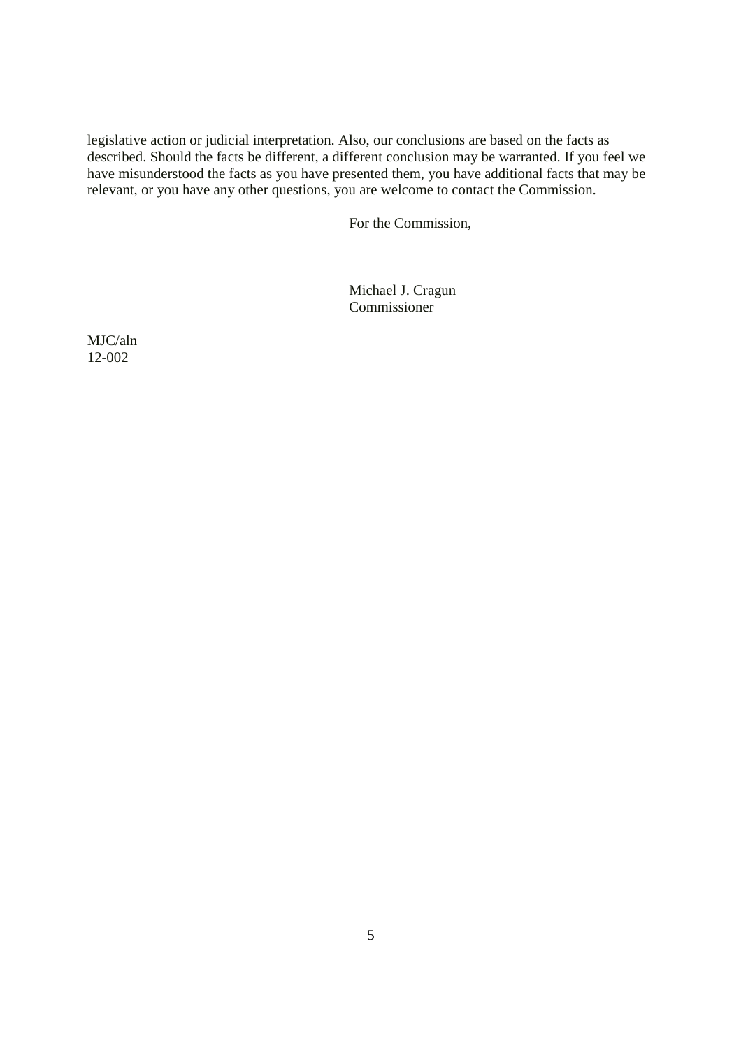legislative action or judicial interpretation. Also, our conclusions are based on the facts as described. Should the facts be different, a different conclusion may be warranted. If you feel we have misunderstood the facts as you have presented them, you have additional facts that may be relevant, or you have any other questions, you are welcome to contact the Commission.

For the Commission,

Michael J. Cragun
Commissioner

MJC/aln
12-002